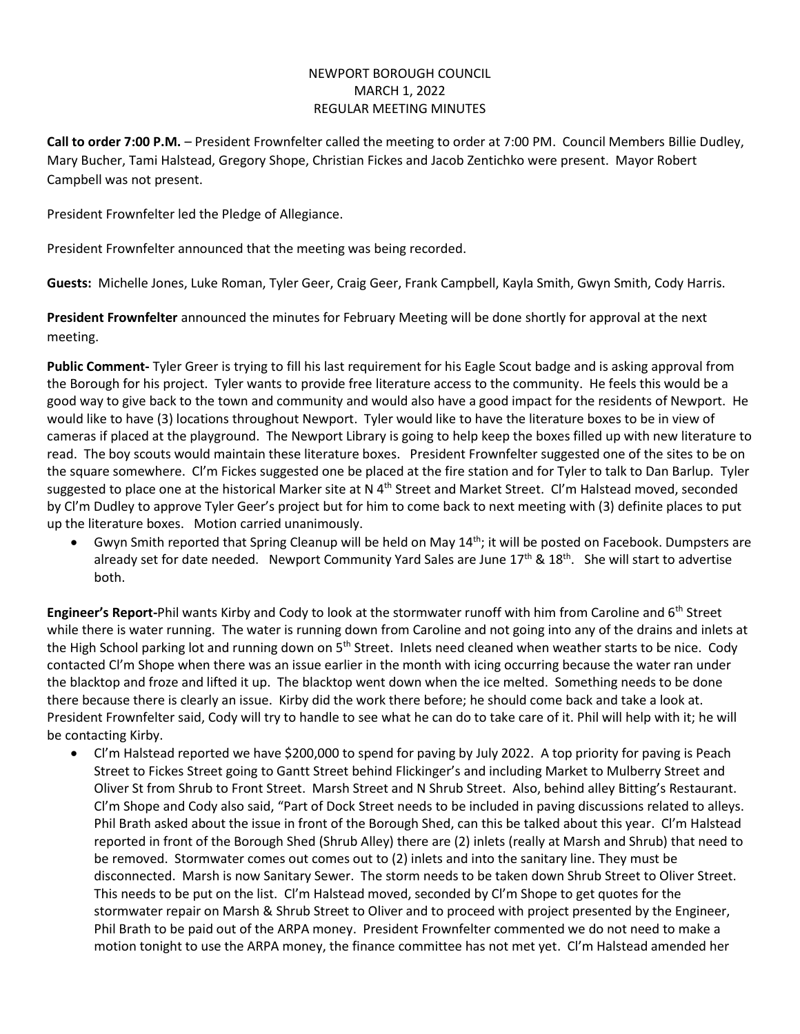NEWPORT BOROUGH COUNCIL
MARCH 1, 2022
REGULAR MEETING MINUTES

**Call to order 7:00 P.M.** – President Frownfelter called the meeting to order at 7:00 PM. Council Members Billie Dudley, Mary Bucher, Tami Halstead, Gregory Shope, Christian Fickes and Jacob Zentichko were present. Mayor Robert Campbell was not present.

President Frownfelter led the Pledge of Allegiance.

President Frownfelter announced that the meeting was being recorded.

**Guests:** Michelle Jones, Luke Roman, Tyler Geer, Craig Geer, Frank Campbell, Kayla Smith, Gwyn Smith, Cody Harris.

**President Frownfelter** announced the minutes for February Meeting will be done shortly for approval at the next meeting.

**Public Comment-** Tyler Greer is trying to fill his last requirement for his Eagle Scout badge and is asking approval from the Borough for his project. Tyler wants to provide free literature access to the community. He feels this would be a good way to give back to the town and community and would also have a good impact for the residents of Newport. He would like to have (3) locations throughout Newport. Tyler would like to have the literature boxes to be in view of cameras if placed at the playground. The Newport Library is going to help keep the boxes filled up with new literature to read. The boy scouts would maintain these literature boxes. President Frownfelter suggested one of the sites to be on the square somewhere. Cl'm Fickes suggested one be placed at the fire station and for Tyler to talk to Dan Barlup. Tyler suggested to place one at the historical Marker site at N 4th Street and Market Street. Cl'm Halstead moved, seconded by Cl'm Dudley to approve Tyler Geer's project but for him to come back to next meeting with (3) definite places to put up the literature boxes. Motion carried unanimously.

- Gwyn Smith reported that Spring Cleanup will be held on May 14th; it will be posted on Facebook. Dumpsters are already set for date needed. Newport Community Yard Sales are June 17th & 18th. She will start to advertise both.

**Engineer's Report-**Phil wants Kirby and Cody to look at the stormwater runoff with him from Caroline and 6th Street while there is water running. The water is running down from Caroline and not going into any of the drains and inlets at the High School parking lot and running down on 5th Street. Inlets need cleaned when weather starts to be nice. Cody contacted Cl'm Shope when there was an issue earlier in the month with icing occurring because the water ran under the blacktop and froze and lifted it up. The blacktop went down when the ice melted. Something needs to be done there because there is clearly an issue. Kirby did the work there before; he should come back and take a look at. President Frownfelter said, Cody will try to handle to see what he can do to take care of it. Phil will help with it; he will be contacting Kirby.

- Cl'm Halstead reported we have $200,000 to spend for paving by July 2022. A top priority for paving is Peach Street to Fickes Street going to Gantt Street behind Flickinger's and including Market to Mulberry Street and Oliver St from Shrub to Front Street. Marsh Street and N Shrub Street. Also, behind alley Bitting's Restaurant. Cl'm Shope and Cody also said, "Part of Dock Street needs to be included in paving discussions related to alleys. Phil Brath asked about the issue in front of the Borough Shed, can this be talked about this year. Cl'm Halstead reported in front of the Borough Shed (Shrub Alley) there are (2) inlets (really at Marsh and Shrub) that need to be removed. Stormwater comes out comes out to (2) inlets and into the sanitary line. They must be disconnected. Marsh is now Sanitary Sewer. The storm needs to be taken down Shrub Street to Oliver Street. This needs to be put on the list. Cl'm Halstead moved, seconded by Cl'm Shope to get quotes for the stormwater repair on Marsh & Shrub Street to Oliver and to proceed with project presented by the Engineer, Phil Brath to be paid out of the ARPA money. President Frownfelter commented we do not need to make a motion tonight to use the ARPA money, the finance committee has not met yet. Cl'm Halstead amended her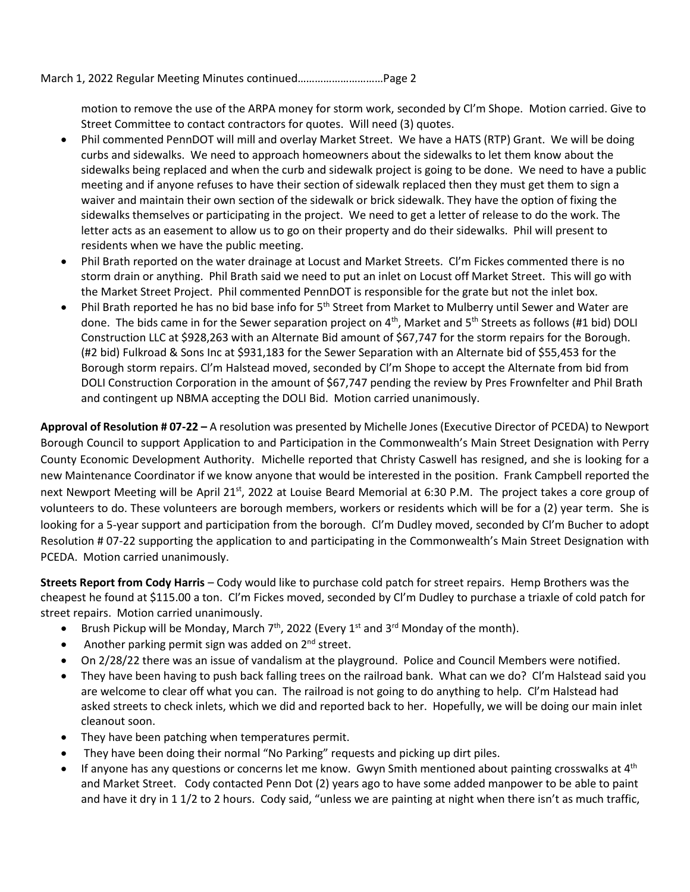motion to remove the use of the ARPA money for storm work, seconded by Cl'm Shope. Motion carried. Give to Street Committee to contact contractors for quotes. Will need (3) quotes.

- Phil commented PennDOT will mill and overlay Market Street. We have a HATS (RTP) Grant. We will be doing curbs and sidewalks. We need to approach homeowners about the sidewalks to let them know about the sidewalks being replaced and when the curb and sidewalk project is going to be done. We need to have a public meeting and if anyone refuses to have their section of sidewalk replaced then they must get them to sign a waiver and maintain their own section of the sidewalk or brick sidewalk. They have the option of fixing the sidewalks themselves or participating in the project. We need to get a letter of release to do the work. The letter acts as an easement to allow us to go on their property and do their sidewalks. Phil will present to residents when we have the public meeting.
- Phil Brath reported on the water drainage at Locust and Market Streets. Cl'm Fickes commented there is no storm drain or anything. Phil Brath said we need to put an inlet on Locust off Market Street. This will go with the Market Street Project. Phil commented PennDOT is responsible for the grate but not the inlet box.
- Phil Brath reported he has no bid base info for 5th Street from Market to Mulberry until Sewer and Water are done. The bids came in for the Sewer separation project on 4th, Market and 5th Streets as follows (#1 bid) DOLI Construction LLC at $928,263 with an Alternate Bid amount of $67,747 for the storm repairs for the Borough. (#2 bid) Fulkroad & Sons Inc at $931,183 for the Sewer Separation with an Alternate bid of $55,453 for the Borough storm repairs. Cl'm Halstead moved, seconded by Cl'm Shope to accept the Alternate from bid from DOLI Construction Corporation in the amount of $67,747 pending the review by Pres Frownfelter and Phil Brath and contingent up NBMA accepting the DOLI Bid. Motion carried unanimously.

**Approval of Resolution # 07-22 –** A resolution was presented by Michelle Jones (Executive Director of PCEDA) to Newport Borough Council to support Application to and Participation in the Commonwealth's Main Street Designation with Perry County Economic Development Authority. Michelle reported that Christy Caswell has resigned, and she is looking for a new Maintenance Coordinator if we know anyone that would be interested in the position. Frank Campbell reported the next Newport Meeting will be April 21st, 2022 at Louise Beard Memorial at 6:30 P.M. The project takes a core group of volunteers to do. These volunteers are borough members, workers or residents which will be for a (2) year term. She is looking for a 5-year support and participation from the borough. Cl'm Dudley moved, seconded by Cl'm Bucher to adopt Resolution # 07-22 supporting the application to and participating in the Commonwealth's Main Street Designation with PCEDA. Motion carried unanimously.

**Streets Report from Cody Harris** – Cody would like to purchase cold patch for street repairs. Hemp Brothers was the cheapest he found at $115.00 a ton. Cl'm Fickes moved, seconded by Cl'm Dudley to purchase a triaxle of cold patch for street repairs. Motion carried unanimously.

- Brush Pickup will be Monday, March 7th, 2022 (Every 1st and 3rd Monday of the month).
- Another parking permit sign was added on 2nd street.
- On 2/28/22 there was an issue of vandalism at the playground. Police and Council Members were notified.
- They have been having to push back falling trees on the railroad bank. What can we do? Cl'm Halstead said you are welcome to clear off what you can. The railroad is not going to do anything to help. Cl'm Halstead had asked streets to check inlets, which we did and reported back to her. Hopefully, we will be doing our main inlet cleanout soon.
- They have been patching when temperatures permit.
- They have been doing their normal "No Parking" requests and picking up dirt piles.
- If anyone has any questions or concerns let me know. Gwyn Smith mentioned about painting crosswalks at 4th and Market Street. Cody contacted Penn Dot (2) years ago to have some added manpower to be able to paint and have it dry in 1 1/2 to 2 hours. Cody said, "unless we are painting at night when there isn't as much traffic,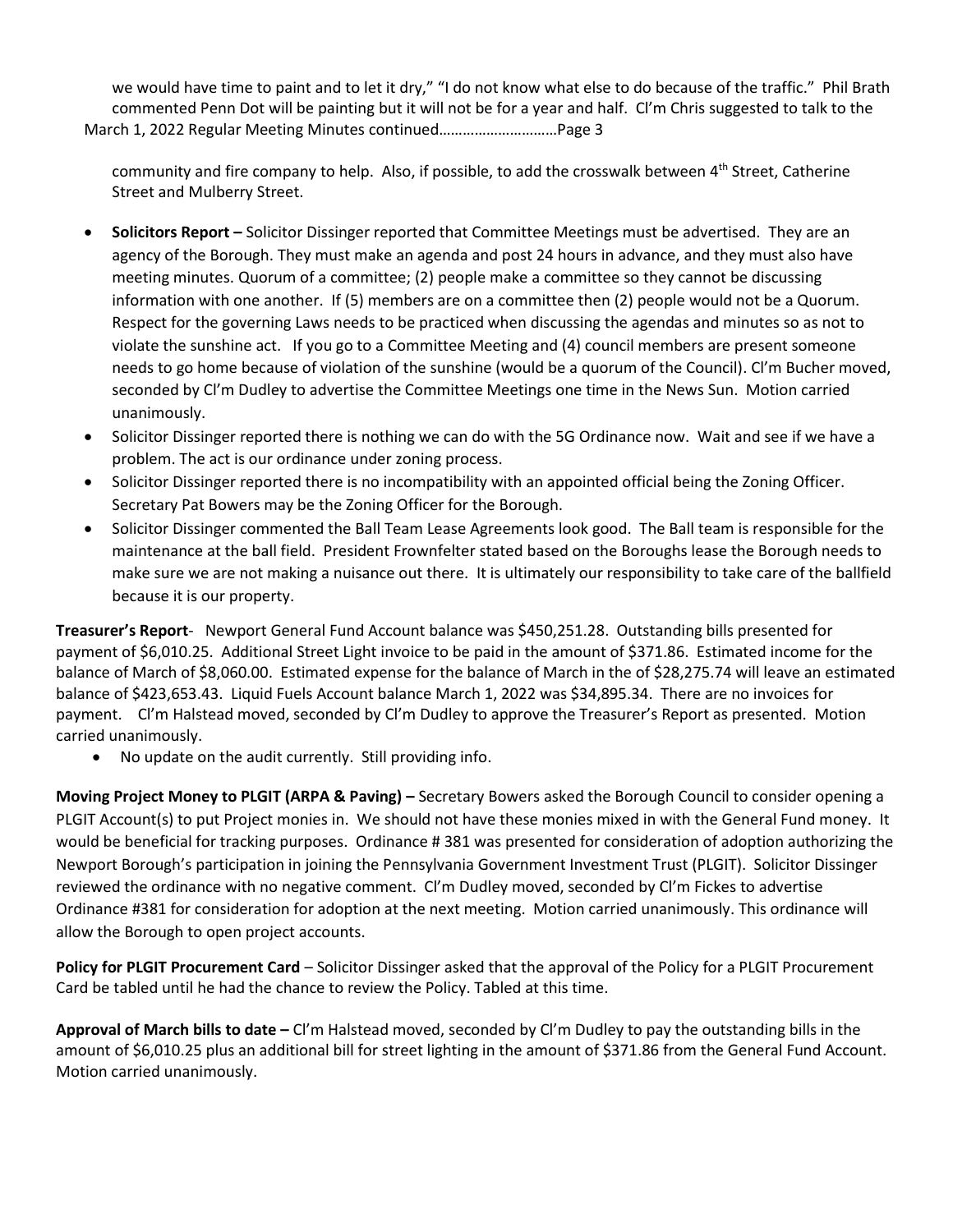we would have time to paint and to let it dry," "I do not know what else to do because of the traffic." Phil Brath commented Penn Dot will be painting but it will not be for a year and half. Cl'm Chris suggested to talk to the community and fire company to help. Also, if possible, to add the crosswalk between 4th Street, Catherine Street and Mulberry Street.

- **Solicitors Report –** Solicitor Dissinger reported that Committee Meetings must be advertised. They are an agency of the Borough. They must make an agenda and post 24 hours in advance, and they must also have meeting minutes. Quorum of a committee; (2) people make a committee so they cannot be discussing information with one another. If (5) members are on a committee then (2) people would not be a Quorum. Respect for the governing Laws needs to be practiced when discussing the agendas and minutes so as not to violate the sunshine act. If you go to a Committee Meeting and (4) council members are present someone needs to go home because of violation of the sunshine (would be a quorum of the Council). Cl'm Bucher moved, seconded by Cl'm Dudley to advertise the Committee Meetings one time in the News Sun. Motion carried unanimously.
- Solicitor Dissinger reported there is nothing we can do with the 5G Ordinance now. Wait and see if we have a problem. The act is our ordinance under zoning process.
- Solicitor Dissinger reported there is no incompatibility with an appointed official being the Zoning Officer. Secretary Pat Bowers may be the Zoning Officer for the Borough.
- Solicitor Dissinger commented the Ball Team Lease Agreements look good. The Ball team is responsible for the maintenance at the ball field. President Frownfelter stated based on the Boroughs lease the Borough needs to make sure we are not making a nuisance out there. It is ultimately our responsibility to take care of the ballfield because it is our property.

**Treasurer's Report**- Newport General Fund Account balance was $450,251.28. Outstanding bills presented for payment of $6,010.25. Additional Street Light invoice to be paid in the amount of $371.86. Estimated income for the balance of March of $8,060.00. Estimated expense for the balance of March in the of $28,275.74 will leave an estimated balance of $423,653.43. Liquid Fuels Account balance March 1, 2022 was $34,895.34. There are no invoices for payment. Cl'm Halstead moved, seconded by Cl'm Dudley to approve the Treasurer's Report as presented. Motion carried unanimously.

- No update on the audit currently. Still providing info.

**Moving Project Money to PLGIT (ARPA & Paving) –** Secretary Bowers asked the Borough Council to consider opening a PLGIT Account(s) to put Project monies in. We should not have these monies mixed in with the General Fund money. It would be beneficial for tracking purposes. Ordinance # 381 was presented for consideration of adoption authorizing the Newport Borough's participation in joining the Pennsylvania Government Investment Trust (PLGIT). Solicitor Dissinger reviewed the ordinance with no negative comment. Cl'm Dudley moved, seconded by Cl'm Fickes to advertise Ordinance #381 for consideration for adoption at the next meeting. Motion carried unanimously. This ordinance will allow the Borough to open project accounts.

**Policy for PLGIT Procurement Card** – Solicitor Dissinger asked that the approval of the Policy for a PLGIT Procurement Card be tabled until he had the chance to review the Policy. Tabled at this time.

**Approval of March bills to date –** Cl'm Halstead moved, seconded by Cl'm Dudley to pay the outstanding bills in the amount of $6,010.25 plus an additional bill for street lighting in the amount of $371.86 from the General Fund Account. Motion carried unanimously.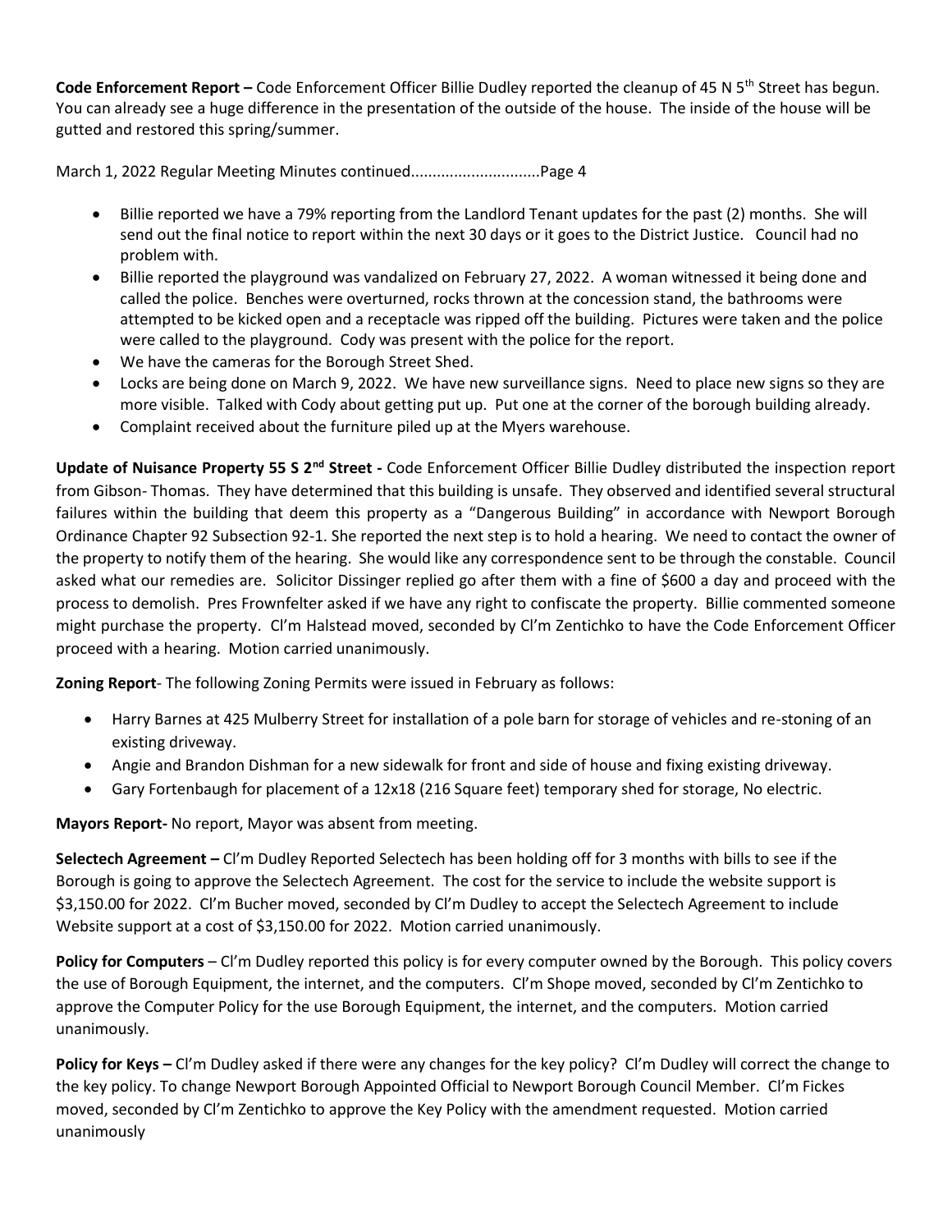**Code Enforcement Report –** Code Enforcement Officer Billie Dudley reported the cleanup of 45 N 5th Street has begun. You can already see a huge difference in the presentation of the outside of the house. The inside of the house will be gutted and restored this spring/summer.

March 1, 2022 Regular Meeting Minutes continued.............................Page 4

- Billie reported we have a 79% reporting from the Landlord Tenant updates for the past (2) months. She will send out the final notice to report within the next 30 days or it goes to the District Justice. Council had no problem with.
- Billie reported the playground was vandalized on February 27, 2022. A woman witnessed it being done and called the police. Benches were overturned, rocks thrown at the concession stand, the bathrooms were attempted to be kicked open and a receptacle was ripped off the building. Pictures were taken and the police were called to the playground. Cody was present with the police for the report.
- We have the cameras for the Borough Street Shed.
- Locks are being done on March 9, 2022. We have new surveillance signs. Need to place new signs so they are more visible. Talked with Cody about getting put up. Put one at the corner of the borough building already.
- Complaint received about the furniture piled up at the Myers warehouse.

**Update of Nuisance Property 55 S 2nd Street -** Code Enforcement Officer Billie Dudley distributed the inspection report from Gibson- Thomas. They have determined that this building is unsafe. They observed and identified several structural failures within the building that deem this property as a "Dangerous Building" in accordance with Newport Borough Ordinance Chapter 92 Subsection 92-1. She reported the next step is to hold a hearing. We need to contact the owner of the property to notify them of the hearing. She would like any correspondence sent to be through the constable. Council asked what our remedies are. Solicitor Dissinger replied go after them with a fine of $600 a day and proceed with the process to demolish. Pres Frownfelter asked if we have any right to confiscate the property. Billie commented someone might purchase the property. Cl'm Halstead moved, seconded by Cl'm Zentichko to have the Code Enforcement Officer proceed with a hearing. Motion carried unanimously.

**Zoning Report**- The following Zoning Permits were issued in February as follows:

- Harry Barnes at 425 Mulberry Street for installation of a pole barn for storage of vehicles and re-stoning of an existing driveway.
- Angie and Brandon Dishman for a new sidewalk for front and side of house and fixing existing driveway.
- Gary Fortenbaugh for placement of a 12x18 (216 Square feet) temporary shed for storage, No electric.

**Mayors Report-** No report, Mayor was absent from meeting.

**Selectech Agreement –** Cl'm Dudley Reported Selectech has been holding off for 3 months with bills to see if the Borough is going to approve the Selectech Agreement. The cost for the service to include the website support is $3,150.00 for 2022. Cl'm Bucher moved, seconded by Cl'm Dudley to accept the Selectech Agreement to include Website support at a cost of $3,150.00 for 2022. Motion carried unanimously.

**Policy for Computers** – Cl'm Dudley reported this policy is for every computer owned by the Borough. This policy covers the use of Borough Equipment, the internet, and the computers. Cl'm Shope moved, seconded by Cl'm Zentichko to approve the Computer Policy for the use Borough Equipment, the internet, and the computers. Motion carried unanimously.

**Policy for Keys –** Cl'm Dudley asked if there were any changes for the key policy? Cl'm Dudley will correct the change to the key policy. To change Newport Borough Appointed Official to Newport Borough Council Member. Cl'm Fickes moved, seconded by Cl'm Zentichko to approve the Key Policy with the amendment requested. Motion carried unanimously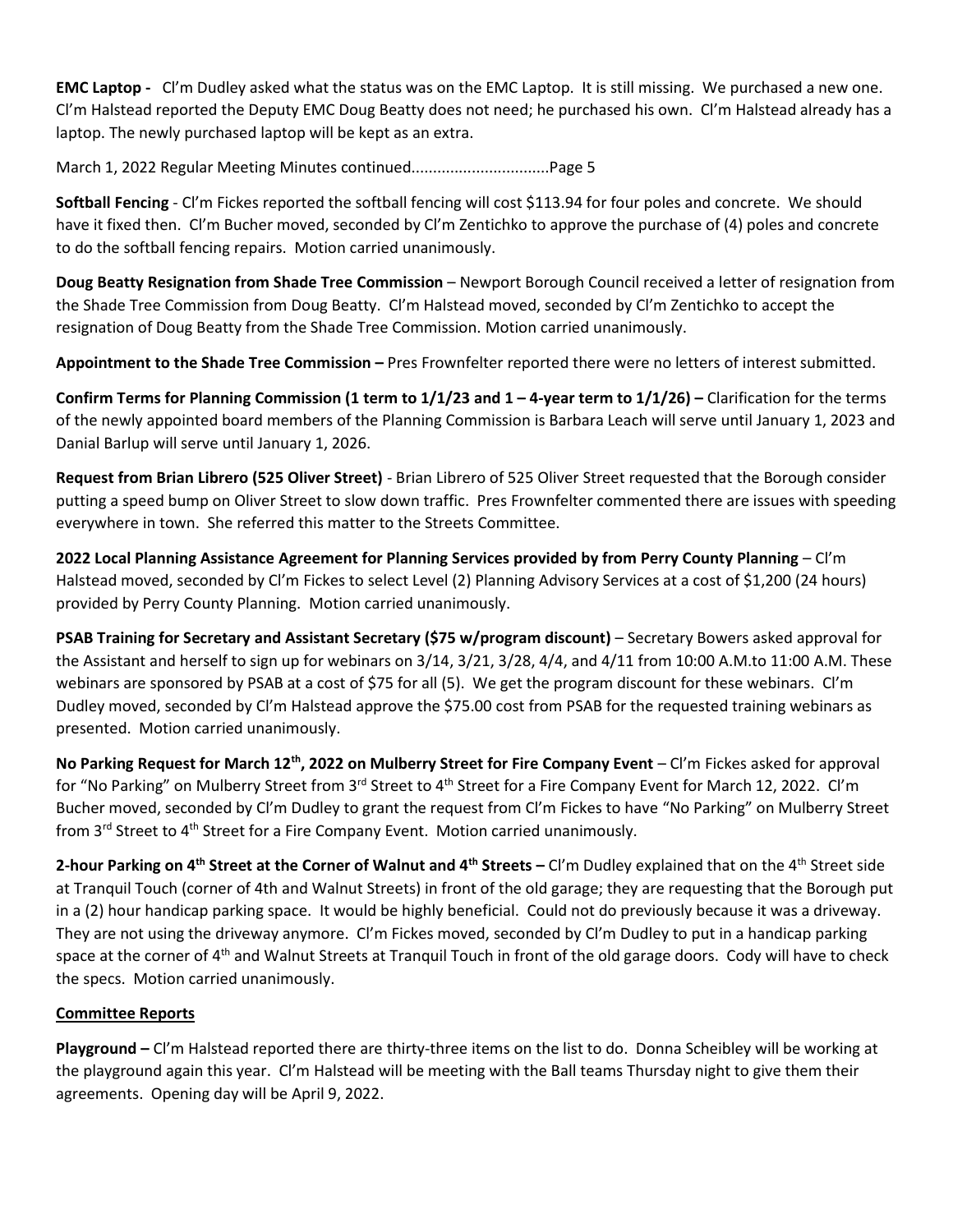**EMC Laptop -** Cl'm Dudley asked what the status was on the EMC Laptop. It is still missing. We purchased a new one. Cl'm Halstead reported the Deputy EMC Doug Beatty does not need; he purchased his own. Cl'm Halstead already has a laptop. The newly purchased laptop will be kept as an extra.

March 1, 2022 Regular Meeting Minutes continued................................Page 5

**Softball Fencing** - Cl'm Fickes reported the softball fencing will cost $113.94 for four poles and concrete. We should have it fixed then. Cl'm Bucher moved, seconded by Cl'm Zentichko to approve the purchase of (4) poles and concrete to do the softball fencing repairs. Motion carried unanimously.

**Doug Beatty Resignation from Shade Tree Commission** – Newport Borough Council received a letter of resignation from the Shade Tree Commission from Doug Beatty. Cl'm Halstead moved, seconded by Cl'm Zentichko to accept the resignation of Doug Beatty from the Shade Tree Commission. Motion carried unanimously.

**Appointment to the Shade Tree Commission –** Pres Frownfelter reported there were no letters of interest submitted.

**Confirm Terms for Planning Commission (1 term to 1/1/23 and 1 – 4-year term to 1/1/26) –** Clarification for the terms of the newly appointed board members of the Planning Commission is Barbara Leach will serve until January 1, 2023 and Danial Barlup will serve until January 1, 2026.

**Request from Brian Librero (525 Oliver Street)** - Brian Librero of 525 Oliver Street requested that the Borough consider putting a speed bump on Oliver Street to slow down traffic. Pres Frownfelter commented there are issues with speeding everywhere in town. She referred this matter to the Streets Committee.

**2022 Local Planning Assistance Agreement for Planning Services provided by from Perry County Planning** – Cl'm Halstead moved, seconded by Cl'm Fickes to select Level (2) Planning Advisory Services at a cost of $1,200 (24 hours) provided by Perry County Planning. Motion carried unanimously.

**PSAB Training for Secretary and Assistant Secretary ($75 w/program discount)** – Secretary Bowers asked approval for the Assistant and herself to sign up for webinars on 3/14, 3/21, 3/28, 4/4, and 4/11 from 10:00 A.M.to 11:00 A.M. These webinars are sponsored by PSAB at a cost of $75 for all (5). We get the program discount for these webinars. Cl'm Dudley moved, seconded by Cl'm Halstead approve the $75.00 cost from PSAB for the requested training webinars as presented. Motion carried unanimously.

**No Parking Request for March 12th, 2022 on Mulberry Street for Fire Company Event** – Cl'm Fickes asked for approval for "No Parking" on Mulberry Street from 3rd Street to 4th Street for a Fire Company Event for March 12, 2022. Cl'm Bucher moved, seconded by Cl'm Dudley to grant the request from Cl'm Fickes to have "No Parking" on Mulberry Street from 3rd Street to 4th Street for a Fire Company Event. Motion carried unanimously.

**2-hour Parking on 4th Street at the Corner of Walnut and 4th Streets –** Cl'm Dudley explained that on the 4th Street side at Tranquil Touch (corner of 4th and Walnut Streets) in front of the old garage; they are requesting that the Borough put in a (2) hour handicap parking space. It would be highly beneficial. Could not do previously because it was a driveway. They are not using the driveway anymore. Cl'm Fickes moved, seconded by Cl'm Dudley to put in a handicap parking space at the corner of 4th and Walnut Streets at Tranquil Touch in front of the old garage doors. Cody will have to check the specs. Motion carried unanimously.

## Committee Reports

**Playground –** Cl'm Halstead reported there are thirty-three items on the list to do. Donna Scheibley will be working at the playground again this year. Cl'm Halstead will be meeting with the Ball teams Thursday night to give them their agreements. Opening day will be April 9, 2022.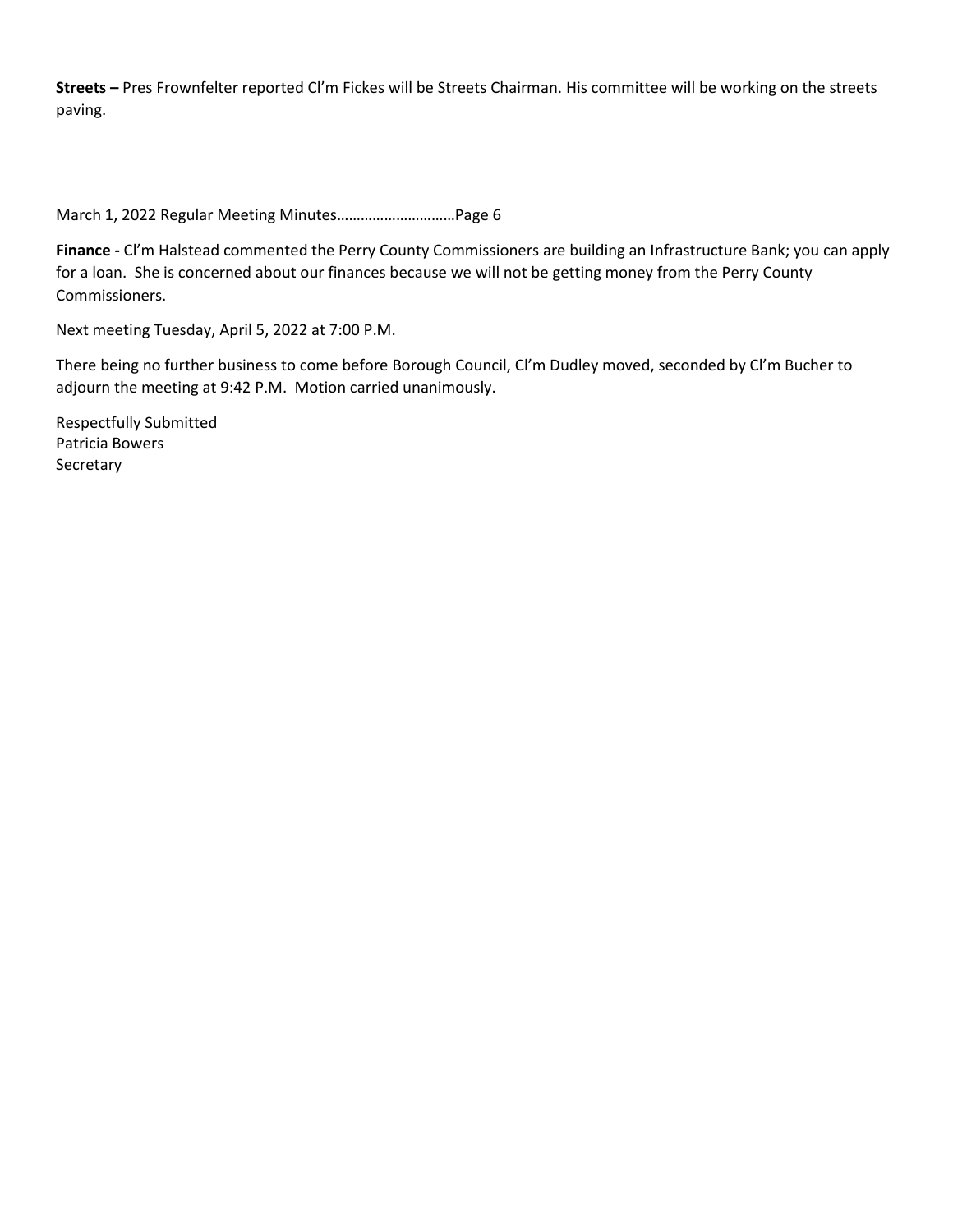**Streets –** Pres Frownfelter reported Cl'm Fickes will be Streets Chairman. His committee will be working on the streets paving.

**Finance -** Cl'm Halstead commented the Perry County Commissioners are building an Infrastructure Bank; you can apply for a loan. She is concerned about our finances because we will not be getting money from the Perry County Commissioners.

Next meeting Tuesday, April 5, 2022 at 7:00 P.M.

There being no further business to come before Borough Council, Cl'm Dudley moved, seconded by Cl'm Bucher to adjourn the meeting at 9:42 P.M. Motion carried unanimously.

Respectfully Submitted
Patricia Bowers
Secretary